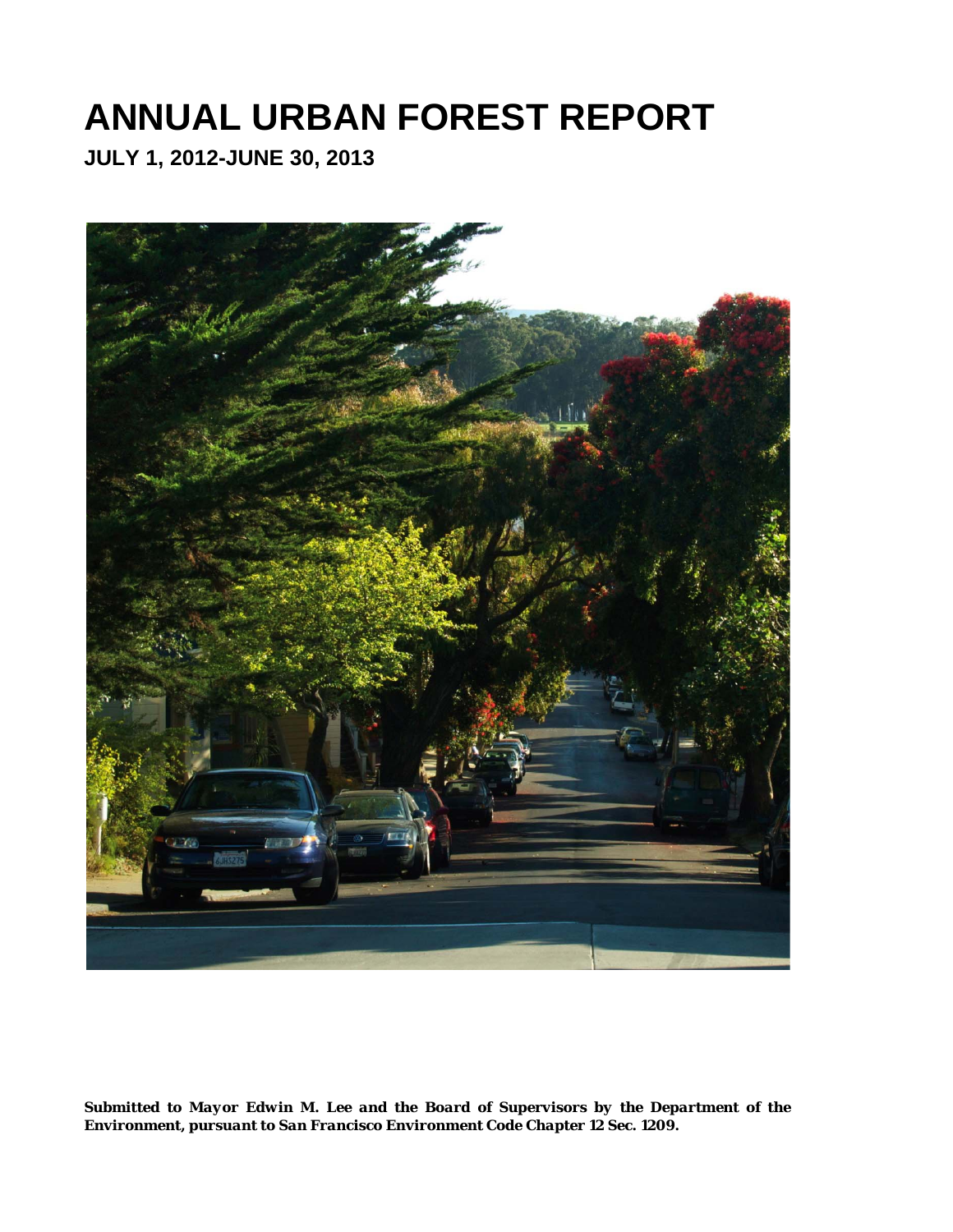# ANNUAL URBAN FOREST REPORT

**JULY 1, 2012-JUNE 30, 2013**

***Submitted to Mayor Edwin M. Lee and the Board of Supervisors by the Department of the Environment, pursuant to San Francisco Environment Code Chapter 12 Sec. 1209.***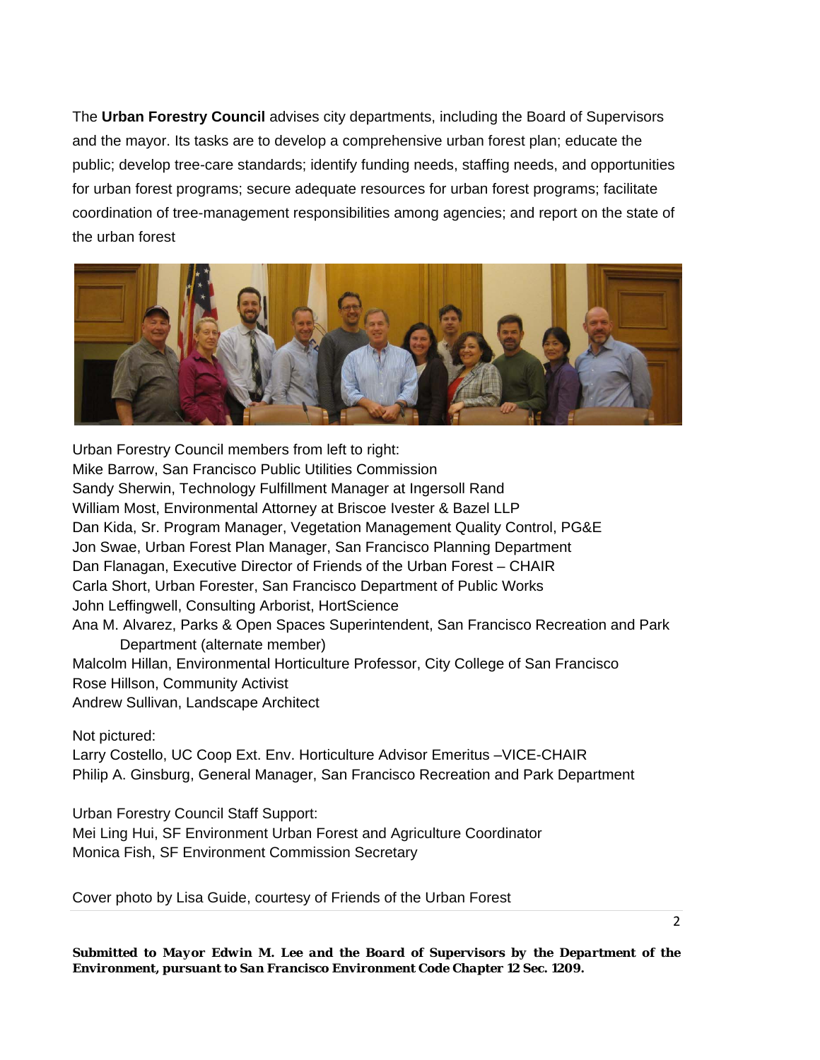The **Urban Forestry Council** advises city departments, including the Board of Supervisors and the mayor. Its tasks are to develop a comprehensive urban forest plan; educate the public; develop tree-care standards; identify funding needs, staffing needs, and opportunities for urban forest programs; secure adequate resources for urban forest programs; facilitate coordination of tree-management responsibilities among agencies; and report on the state of the urban forest

Urban Forestry Council members from left to right:
Mike Barrow, San Francisco Public Utilities Commission
Sandy Sherwin, Technology Fulfillment Manager at Ingersoll Rand
William Most, Environmental Attorney at Briscoe Ivester & Bazel LLP
Dan Kida, Sr. Program Manager, Vegetation Management Quality Control, PG&E
Jon Swae, Urban Forest Plan Manager, San Francisco Planning Department
Dan Flanagan, Executive Director of Friends of the Urban Forest – CHAIR
Carla Short, Urban Forester, San Francisco Department of Public Works
John Leffingwell, Consulting Arborist, HortScience
Ana M. Alvarez, Parks & Open Spaces Superintendent, San Francisco Recreation and Park Department (alternate member)
Malcolm Hillan, Environmental Horticulture Professor, City College of San Francisco
Rose Hillson, Community Activist
Andrew Sullivan, Landscape Architect

Not pictured:
Larry Costello, UC Coop Ext. Env. Horticulture Advisor Emeritus –VICE-CHAIR
Philip A. Ginsburg, General Manager, San Francisco Recreation and Park Department

Urban Forestry Council Staff Support:
Mei Ling Hui, SF Environment Urban Forest and Agriculture Coordinator
Monica Fish, SF Environment Commission Secretary

Cover photo by Lisa Guide, courtesy of Friends of the Urban Forest

***Submitted to Mayor Edwin M. Lee and the Board of Supervisors by the Department of the Environment, pursuant to San Francisco Environment Code Chapter 12 Sec. 1209.***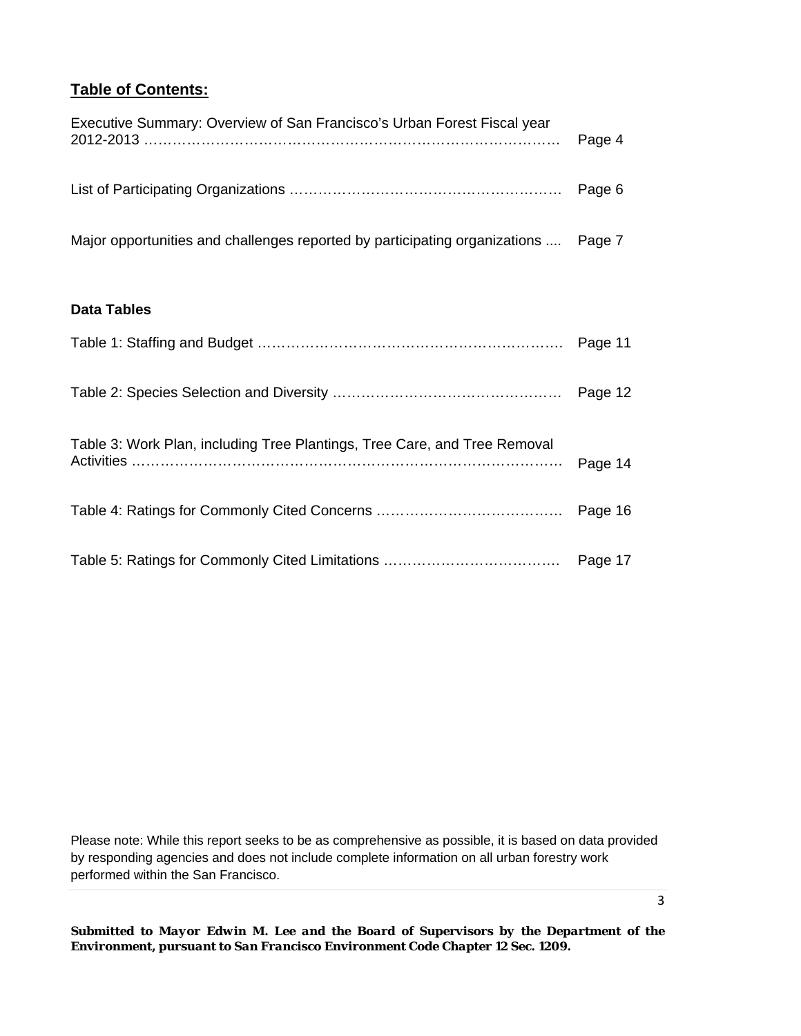## Table of Contents:

Executive Summary: Overview of San Francisco's Urban Forest Fiscal year 2012-2013 ……………………………………………………………………………… Page 4

List of Participating Organizations ………………………………………………… Page 6

Major opportunities and challenges reported by participating organizations .... Page 7

### Data Tables

Table 1: Staffing and Budget ………………………………………………………. Page 11

Table 2: Species Selection and Diversity ………………………………………… Page 12

Table 3: Work Plan, including Tree Plantings, Tree Care, and Tree Removal Activities ……………………………………………………………………………. Page 14

Table 4: Ratings for Commonly Cited Concerns ………………………………… Page 16

Table 5: Ratings for Commonly Cited Limitations ………………………………. Page 17

Please note: While this report seeks to be as comprehensive as possible, it is based on data provided by responding agencies and does not include complete information on all urban forestry work performed within the San Francisco.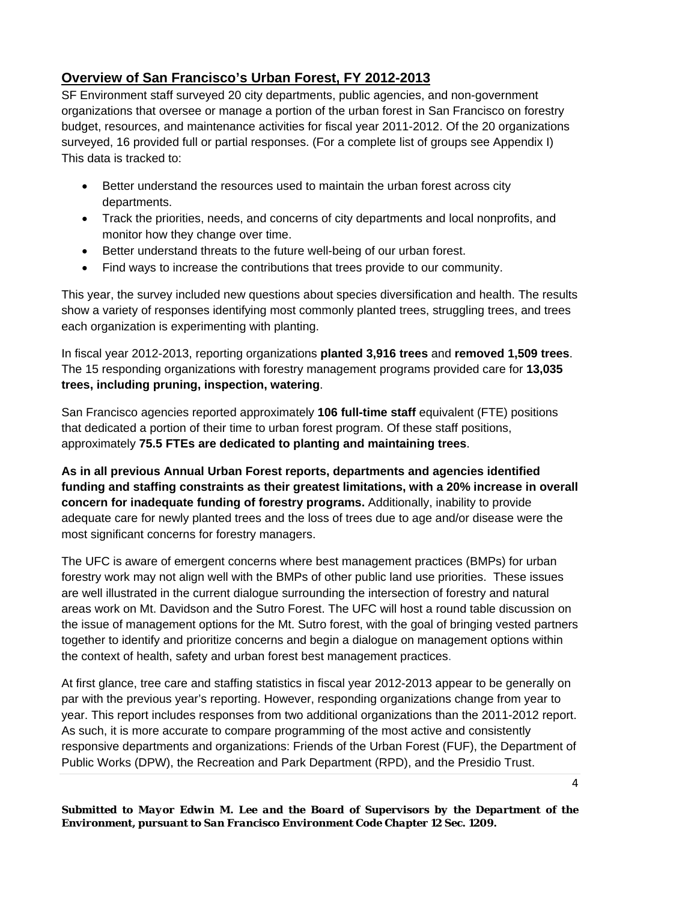## Overview of San Francisco's Urban Forest, FY 2012-2013

SF Environment staff surveyed 20 city departments, public agencies, and non-government organizations that oversee or manage a portion of the urban forest in San Francisco on forestry budget, resources, and maintenance activities for fiscal year 2011-2012. Of the 20 organizations surveyed, 16 provided full or partial responses. (For a complete list of groups see Appendix I) This data is tracked to:

- Better understand the resources used to maintain the urban forest across city departments.
- Track the priorities, needs, and concerns of city departments and local nonprofits, and monitor how they change over time.
- Better understand threats to the future well-being of our urban forest.
- Find ways to increase the contributions that trees provide to our community.

This year, the survey included new questions about species diversification and health. The results show a variety of responses identifying most commonly planted trees, struggling trees, and trees each organization is experimenting with planting.

In fiscal year 2012-2013, reporting organizations **planted 3,916 trees** and **removed 1,509 trees**. The 15 responding organizations with forestry management programs provided care for **13,035 trees, including pruning, inspection, watering**.

San Francisco agencies reported approximately **106 full-time staff** equivalent (FTE) positions that dedicated a portion of their time to urban forest program. Of these staff positions, approximately **75.5 FTEs are dedicated to planting and maintaining trees**.

**As in all previous Annual Urban Forest reports, departments and agencies identified funding and staffing constraints as their greatest limitations, with a 20% increase in overall concern for inadequate funding of forestry programs.** Additionally, inability to provide adequate care for newly planted trees and the loss of trees due to age and/or disease were the most significant concerns for forestry managers.

The UFC is aware of emergent concerns where best management practices (BMPs) for urban forestry work may not align well with the BMPs of other public land use priorities. These issues are well illustrated in the current dialogue surrounding the intersection of forestry and natural areas work on Mt. Davidson and the Sutro Forest. The UFC will host a round table discussion on the issue of management options for the Mt. Sutro forest, with the goal of bringing vested partners together to identify and prioritize concerns and begin a dialogue on management options within the context of health, safety and urban forest best management practices.

At first glance, tree care and staffing statistics in fiscal year 2012-2013 appear to be generally on par with the previous year's reporting. However, responding organizations change from year to year. This report includes responses from two additional organizations than the 2011-2012 report. As such, it is more accurate to compare programming of the most active and consistently responsive departments and organizations: Friends of the Urban Forest (FUF), the Department of Public Works (DPW), the Recreation and Park Department (RPD), and the Presidio Trust.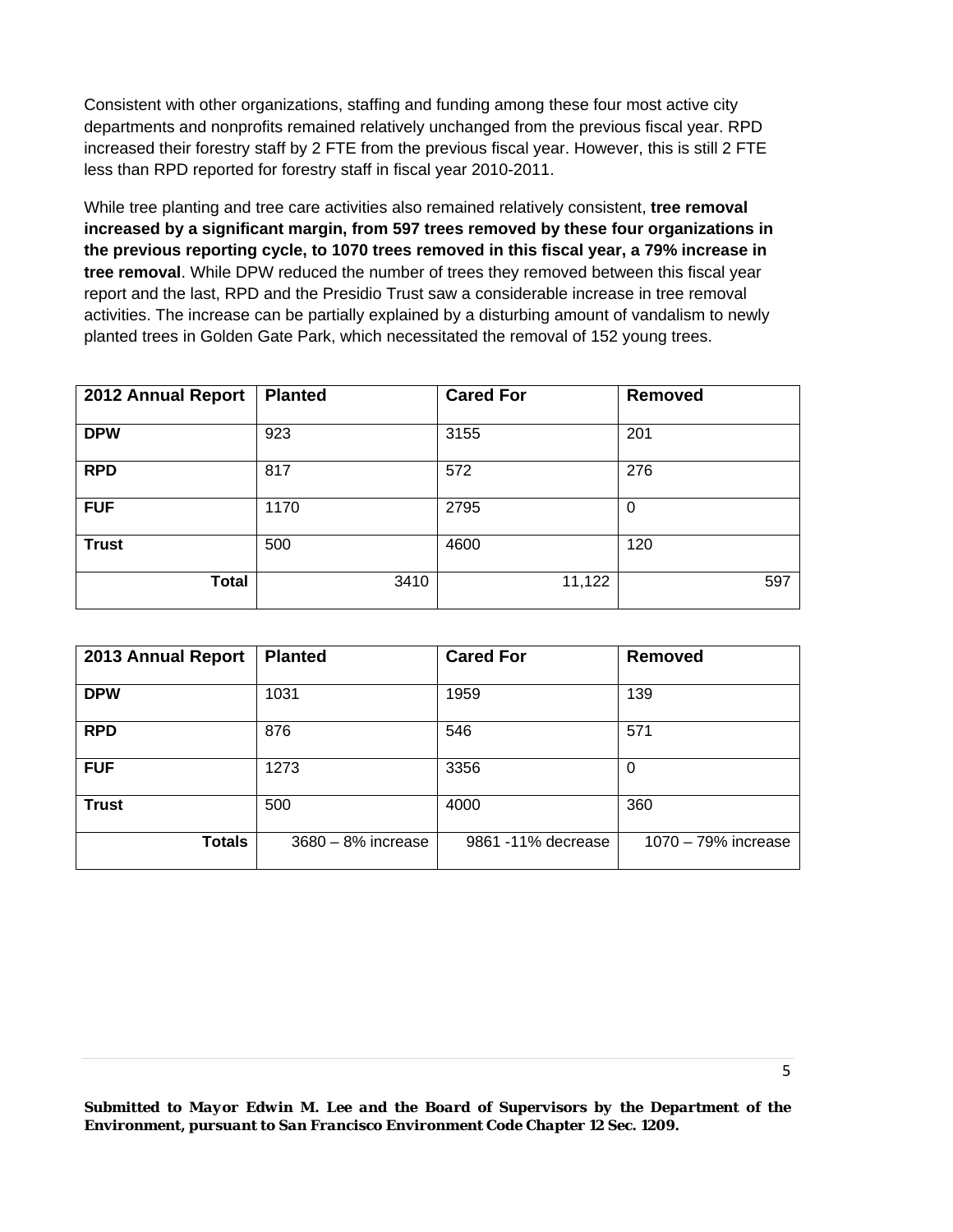Consistent with other organizations, staffing and funding among these four most active city departments and nonprofits remained relatively unchanged from the previous fiscal year. RPD increased their forestry staff by 2 FTE from the previous fiscal year. However, this is still 2 FTE less than RPD reported for forestry staff in fiscal year 2010-2011.

While tree planting and tree care activities also remained relatively consistent, **tree removal increased by a significant margin, from 597 trees removed by these four organizations in the previous reporting cycle, to 1070 trees removed in this fiscal year, a 79% increase in tree removal**. While DPW reduced the number of trees they removed between this fiscal year report and the last, RPD and the Presidio Trust saw a considerable increase in tree removal activities. The increase can be partially explained by a disturbing amount of vandalism to newly planted trees in Golden Gate Park, which necessitated the removal of 152 young trees.

| 2012 Annual Report | Planted | Cared For | Removed |
|---|---|---|---|
| **DPW** | 923 | 3155 | 201 |
| **RPD** | 817 | 572 | 276 |
| **FUF** | 1170 | 2795 | 0 |
| **Trust** | 500 | 4600 | 120 |
| **Total** | 3410 | 11,122 | 597 |

| 2013 Annual Report | Planted | Cared For | Removed |
|---|---|---|---|
| **DPW** | 1031 | 1959 | 139 |
| **RPD** | 876 | 546 | 571 |
| **FUF** | 1273 | 3356 | 0 |
| **Trust** | 500 | 4000 | 360 |
| **Totals** | 3680 – 8% increase | 9861 -11% decrease | 1070 – 79% increase |

***Submitted to Mayor Edwin M. Lee and the Board of Supervisors by the Department of the Environment, pursuant to San Francisco Environment Code Chapter 12 Sec. 1209.***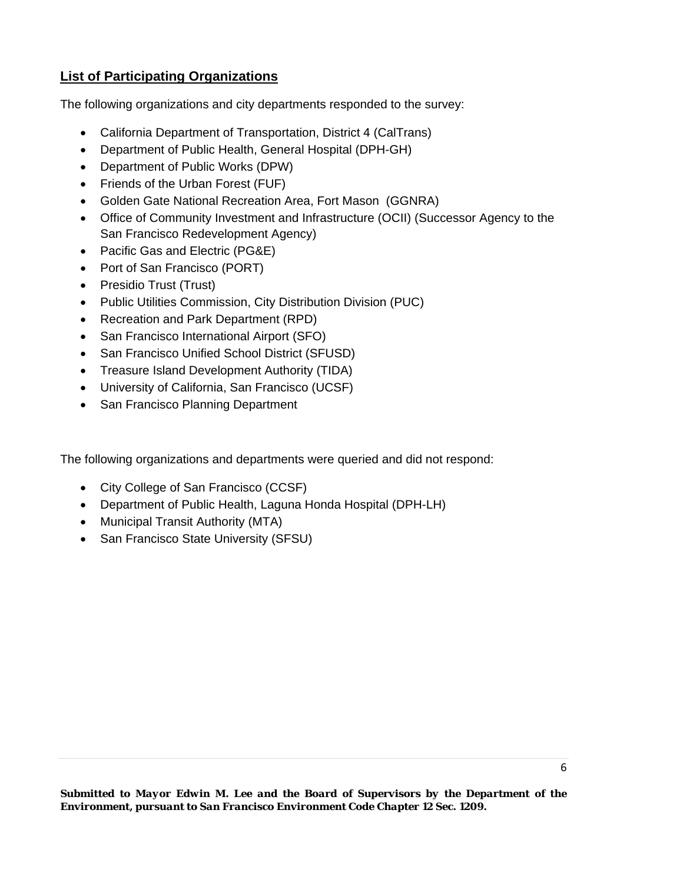## List of Participating Organizations

The following organizations and city departments responded to the survey:

- California Department of Transportation, District 4 (CalTrans)
- Department of Public Health, General Hospital (DPH-GH)
- Department of Public Works (DPW)
- Friends of the Urban Forest (FUF)
- Golden Gate National Recreation Area, Fort Mason (GGNRA)
- Office of Community Investment and Infrastructure (OCII) (Successor Agency to the San Francisco Redevelopment Agency)
- Pacific Gas and Electric (PG&E)
- Port of San Francisco (PORT)
- Presidio Trust (Trust)
- Public Utilities Commission, City Distribution Division (PUC)
- Recreation and Park Department (RPD)
- San Francisco International Airport (SFO)
- San Francisco Unified School District (SFUSD)
- Treasure Island Development Authority (TIDA)
- University of California, San Francisco (UCSF)
- San Francisco Planning Department

The following organizations and departments were queried and did not respond:

- City College of San Francisco (CCSF)
- Department of Public Health, Laguna Honda Hospital (DPH-LH)
- Municipal Transit Authority (MTA)
- San Francisco State University (SFSU)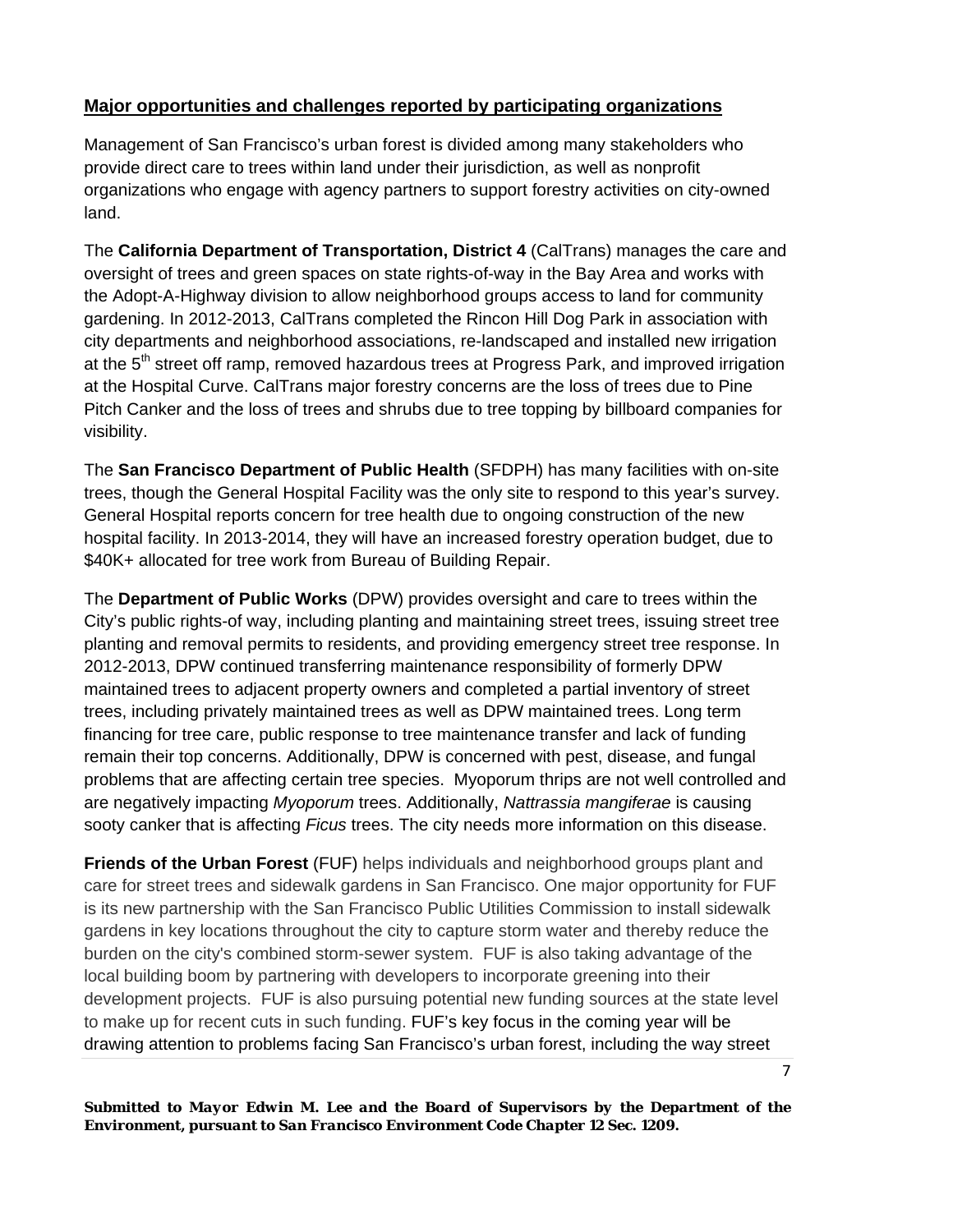## **Major opportunities and challenges reported by participating organizations**

Management of San Francisco's urban forest is divided among many stakeholders who provide direct care to trees within land under their jurisdiction, as well as nonprofit organizations who engage with agency partners to support forestry activities on city-owned land.

The **California Department of Transportation, District 4** (CalTrans) manages the care and oversight of trees and green spaces on state rights-of-way in the Bay Area and works with the Adopt-A-Highway division to allow neighborhood groups access to land for community gardening. In 2012-2013, CalTrans completed the Rincon Hill Dog Park in association with city departments and neighborhood associations, re-landscaped and installed new irrigation at the 5th street off ramp, removed hazardous trees at Progress Park, and improved irrigation at the Hospital Curve. CalTrans major forestry concerns are the loss of trees due to Pine Pitch Canker and the loss of trees and shrubs due to tree topping by billboard companies for visibility.

The **San Francisco Department of Public Health** (SFDPH) has many facilities with on-site trees, though the General Hospital Facility was the only site to respond to this year's survey. General Hospital reports concern for tree health due to ongoing construction of the new hospital facility. In 2013-2014, they will have an increased forestry operation budget, due to $40K+ allocated for tree work from Bureau of Building Repair.

The **Department of Public Works** (DPW) provides oversight and care to trees within the City's public rights-of way, including planting and maintaining street trees, issuing street tree planting and removal permits to residents, and providing emergency street tree response. In 2012-2013, DPW continued transferring maintenance responsibility of formerly DPW maintained trees to adjacent property owners and completed a partial inventory of street trees, including privately maintained trees as well as DPW maintained trees. Long term financing for tree care, public response to tree maintenance transfer and lack of funding remain their top concerns. Additionally, DPW is concerned with pest, disease, and fungal problems that are affecting certain tree species. Myoporum thrips are not well controlled and are negatively impacting *Myoporum* trees. Additionally, *Nattrassia mangiferae* is causing sooty canker that is affecting *Ficus* trees. The city needs more information on this disease.

**Friends of the Urban Forest** (FUF) helps individuals and neighborhood groups plant and care for street trees and sidewalk gardens in San Francisco. One major opportunity for FUF is its new partnership with the San Francisco Public Utilities Commission to install sidewalk gardens in key locations throughout the city to capture storm water and thereby reduce the burden on the city's combined storm-sewer system. FUF is also taking advantage of the local building boom by partnering with developers to incorporate greening into their development projects. FUF is also pursuing potential new funding sources at the state level to make up for recent cuts in such funding. FUF's key focus in the coming year will be drawing attention to problems facing San Francisco's urban forest, including the way street

***Submitted to Mayor Edwin M. Lee and the Board of Supervisors by the Department of the Environment, pursuant to San Francisco Environment Code Chapter 12 Sec. 1209.***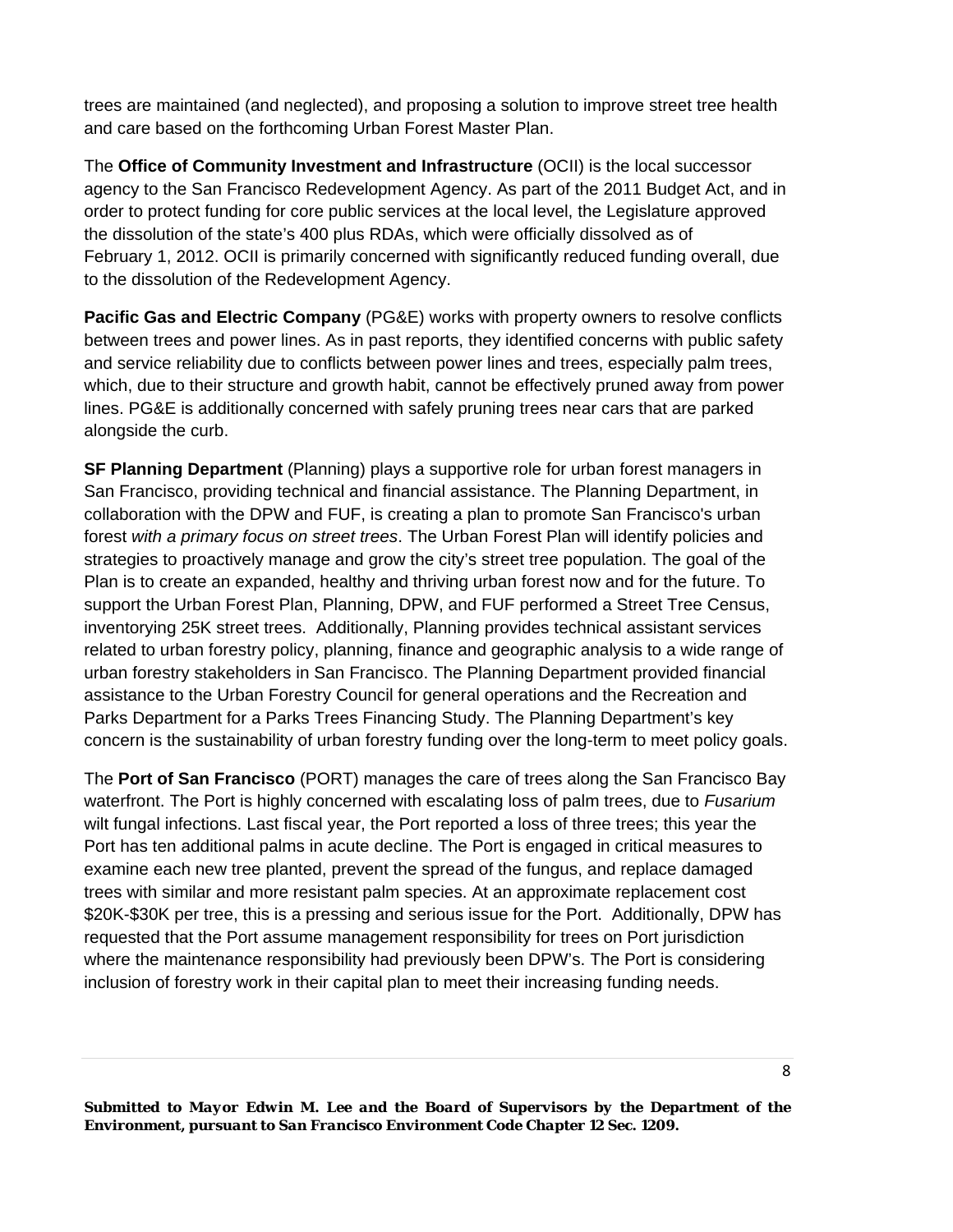trees are maintained (and neglected), and proposing a solution to improve street tree health and care based on the forthcoming Urban Forest Master Plan.

The **Office of Community Investment and Infrastructure** (OCII) is the local successor agency to the San Francisco Redevelopment Agency. As part of the 2011 Budget Act, and in order to protect funding for core public services at the local level, the Legislature approved the dissolution of the state's 400 plus RDAs, which were officially dissolved as of February 1, 2012. OCII is primarily concerned with significantly reduced funding overall, due to the dissolution of the Redevelopment Agency.

**Pacific Gas and Electric Company** (PG&E) works with property owners to resolve conflicts between trees and power lines. As in past reports, they identified concerns with public safety and service reliability due to conflicts between power lines and trees, especially palm trees, which, due to their structure and growth habit, cannot be effectively pruned away from power lines. PG&E is additionally concerned with safely pruning trees near cars that are parked alongside the curb.

**SF Planning Department** (Planning) plays a supportive role for urban forest managers in San Francisco, providing technical and financial assistance. The Planning Department, in collaboration with the DPW and FUF, is creating a plan to promote San Francisco's urban forest *with a primary focus on street trees*. The Urban Forest Plan will identify policies and strategies to proactively manage and grow the city's street tree population. The goal of the Plan is to create an expanded, healthy and thriving urban forest now and for the future. To support the Urban Forest Plan, Planning, DPW, and FUF performed a Street Tree Census, inventorying 25K street trees. Additionally, Planning provides technical assistant services related to urban forestry policy, planning, finance and geographic analysis to a wide range of urban forestry stakeholders in San Francisco. The Planning Department provided financial assistance to the Urban Forestry Council for general operations and the Recreation and Parks Department for a Parks Trees Financing Study. The Planning Department's key concern is the sustainability of urban forestry funding over the long-term to meet policy goals.

The **Port of San Francisco** (PORT) manages the care of trees along the San Francisco Bay waterfront. The Port is highly concerned with escalating loss of palm trees, due to *Fusarium* wilt fungal infections. Last fiscal year, the Port reported a loss of three trees; this year the Port has ten additional palms in acute decline. The Port is engaged in critical measures to examine each new tree planted, prevent the spread of the fungus, and replace damaged trees with similar and more resistant palm species. At an approximate replacement cost \$20K-\$30K per tree, this is a pressing and serious issue for the Port. Additionally, DPW has requested that the Port assume management responsibility for trees on Port jurisdiction where the maintenance responsibility had previously been DPW's. The Port is considering inclusion of forestry work in their capital plan to meet their increasing funding needs.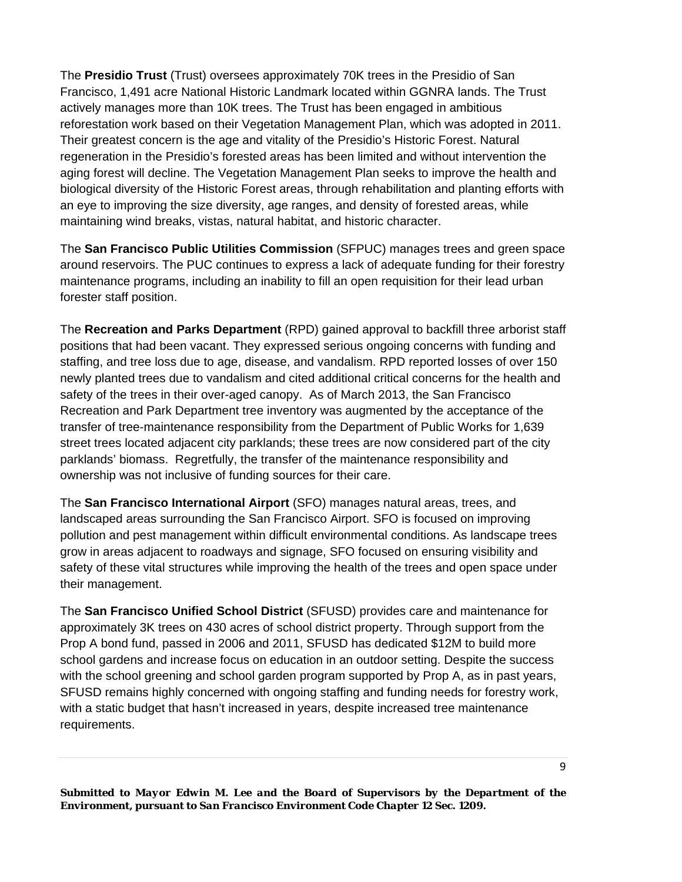The **Presidio Trust** (Trust) oversees approximately 70K trees in the Presidio of San Francisco, 1,491 acre National Historic Landmark located within GGNRA lands. The Trust actively manages more than 10K trees. The Trust has been engaged in ambitious reforestation work based on their Vegetation Management Plan, which was adopted in 2011. Their greatest concern is the age and vitality of the Presidio's Historic Forest. Natural regeneration in the Presidio's forested areas has been limited and without intervention the aging forest will decline. The Vegetation Management Plan seeks to improve the health and biological diversity of the Historic Forest areas, through rehabilitation and planting efforts with an eye to improving the size diversity, age ranges, and density of forested areas, while maintaining wind breaks, vistas, natural habitat, and historic character.

The **San Francisco Public Utilities Commission** (SFPUC) manages trees and green space around reservoirs. The PUC continues to express a lack of adequate funding for their forestry maintenance programs, including an inability to fill an open requisition for their lead urban forester staff position.

The **Recreation and Parks Department** (RPD) gained approval to backfill three arborist staff positions that had been vacant. They expressed serious ongoing concerns with funding and staffing, and tree loss due to age, disease, and vandalism. RPD reported losses of over 150 newly planted trees due to vandalism and cited additional critical concerns for the health and safety of the trees in their over-aged canopy. As of March 2013, the San Francisco Recreation and Park Department tree inventory was augmented by the acceptance of the transfer of tree-maintenance responsibility from the Department of Public Works for 1,639 street trees located adjacent city parklands; these trees are now considered part of the city parklands' biomass. Regretfully, the transfer of the maintenance responsibility and ownership was not inclusive of funding sources for their care.

The **San Francisco International Airport** (SFO) manages natural areas, trees, and landscaped areas surrounding the San Francisco Airport. SFO is focused on improving pollution and pest management within difficult environmental conditions. As landscape trees grow in areas adjacent to roadways and signage, SFO focused on ensuring visibility and safety of these vital structures while improving the health of the trees and open space under their management.

The **San Francisco Unified School District** (SFUSD) provides care and maintenance for approximately 3K trees on 430 acres of school district property. Through support from the Prop A bond fund, passed in 2006 and 2011, SFUSD has dedicated $12M to build more school gardens and increase focus on education in an outdoor setting. Despite the success with the school greening and school garden program supported by Prop A, as in past years, SFUSD remains highly concerned with ongoing staffing and funding needs for forestry work, with a static budget that hasn't increased in years, despite increased tree maintenance requirements.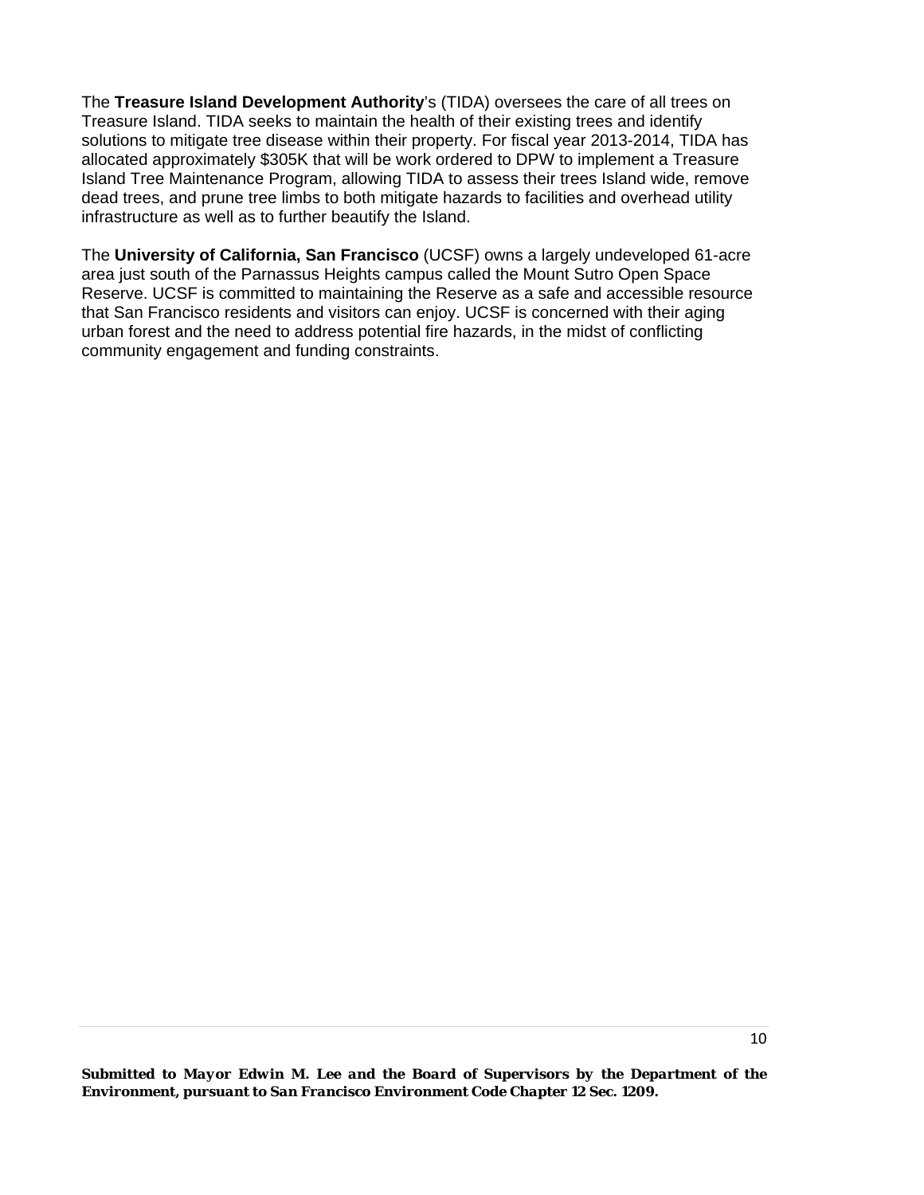The **Treasure Island Development Authority**'s (TIDA) oversees the care of all trees on Treasure Island. TIDA seeks to maintain the health of their existing trees and identify solutions to mitigate tree disease within their property. For fiscal year 2013-2014, TIDA has allocated approximately $305K that will be work ordered to DPW to implement a Treasure Island Tree Maintenance Program, allowing TIDA to assess their trees Island wide, remove dead trees, and prune tree limbs to both mitigate hazards to facilities and overhead utility infrastructure as well as to further beautify the Island.

The **University of California, San Francisco** (UCSF) owns a largely undeveloped 61-acre area just south of the Parnassus Heights campus called the Mount Sutro Open Space Reserve. UCSF is committed to maintaining the Reserve as a safe and accessible resource that San Francisco residents and visitors can enjoy. UCSF is concerned with their aging urban forest and the need to address potential fire hazards, in the midst of conflicting community engagement and funding constraints.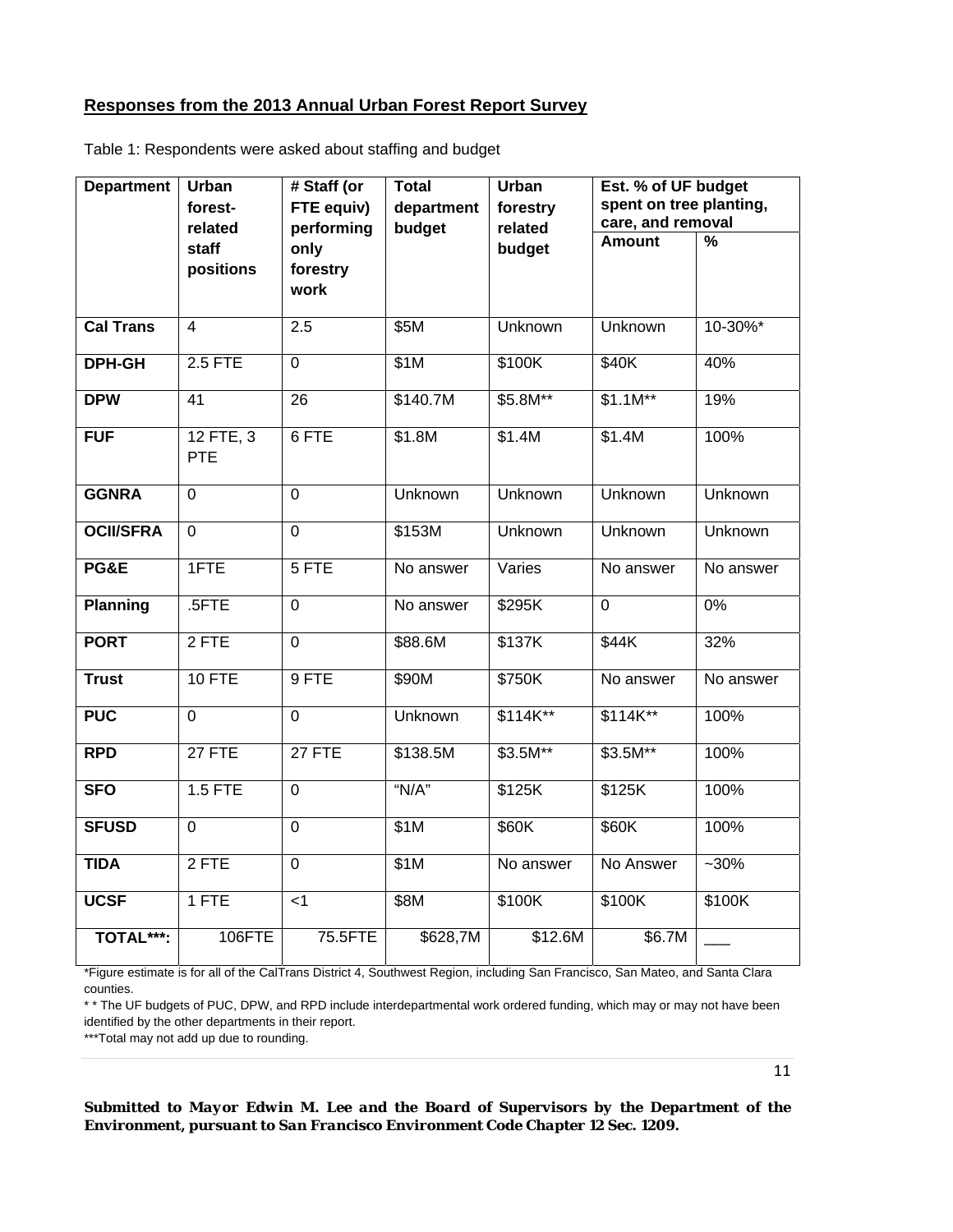**Responses from the 2013 Annual Urban Forest Report Survey**

Table 1: Respondents were asked about staffing and budget

| Department | Urban forest-related staff positions | # Staff (or FTE equiv) performing only forestry work | Total department budget | Urban forestry related budget | Est. % of UF budget spent on tree planting, care, and removal | |
|---|---|---|---|---|---|---|
| | | | | | Amount | % |
| **Cal Trans** | 4 | 2.5 | $5M | Unknown | Unknown | 10-30%* |
| **DPH-GH** | 2.5 FTE | 0 | $1M | $100K | $40K | 40% |
| **DPW** | 41 | 26 | $140.7M | $5.8M** | $1.1M** | 19% |
| **FUF** | 12 FTE, 3 PTE | 6 FTE | $1.8M | $1.4M | $1.4M | 100% |
| **GGNRA** | 0 | 0 | Unknown | Unknown | Unknown | Unknown |
| **OCII/SFRA** | 0 | 0 | $153M | Unknown | Unknown | Unknown |
| **PG&E** | 1FTE | 5 FTE | No answer | Varies | No answer | No answer |
| **Planning** | .5FTE | 0 | No answer | $295K | 0 | 0% |
| **PORT** | 2 FTE | 0 | $88.6M | $137K | $44K | 32% |
| **Trust** | 10 FTE | 9 FTE | $90M | $750K | No answer | No answer |
| **PUC** | 0 | 0 | Unknown | $114K** | $114K** | 100% |
| **RPD** | 27 FTE | 27 FTE | $138.5M | $3.5M** | $3.5M** | 100% |
| **SFO** | 1.5 FTE | 0 | "N/A" | $125K | $125K | 100% |
| **SFUSD** | 0 | 0 | $1M | $60K | $60K | 100% |
| **TIDA** | 2 FTE | 0 | $1M | No answer | No Answer | ~30% |
| **UCSF** | 1 FTE | <1 | $8M | $100K | $100K | $100K |
| **TOTAL***:** | 106FTE | 75.5FTE | $628,7M | $12.6M | $6.7M | ___ |

*Figure estimate is for all of the CalTrans District 4, Southwest Region, including San Francisco, San Mateo, and Santa Clara counties.

* * The UF budgets of PUC, DPW, and RPD include interdepartmental work ordered funding, which may or may not have been identified by the other departments in their report.

***Total may not add up due to rounding.

***Submitted to Mayor Edwin M. Lee and the Board of Supervisors by the Department of the Environment, pursuant to San Francisco Environment Code Chapter 12 Sec. 1209.***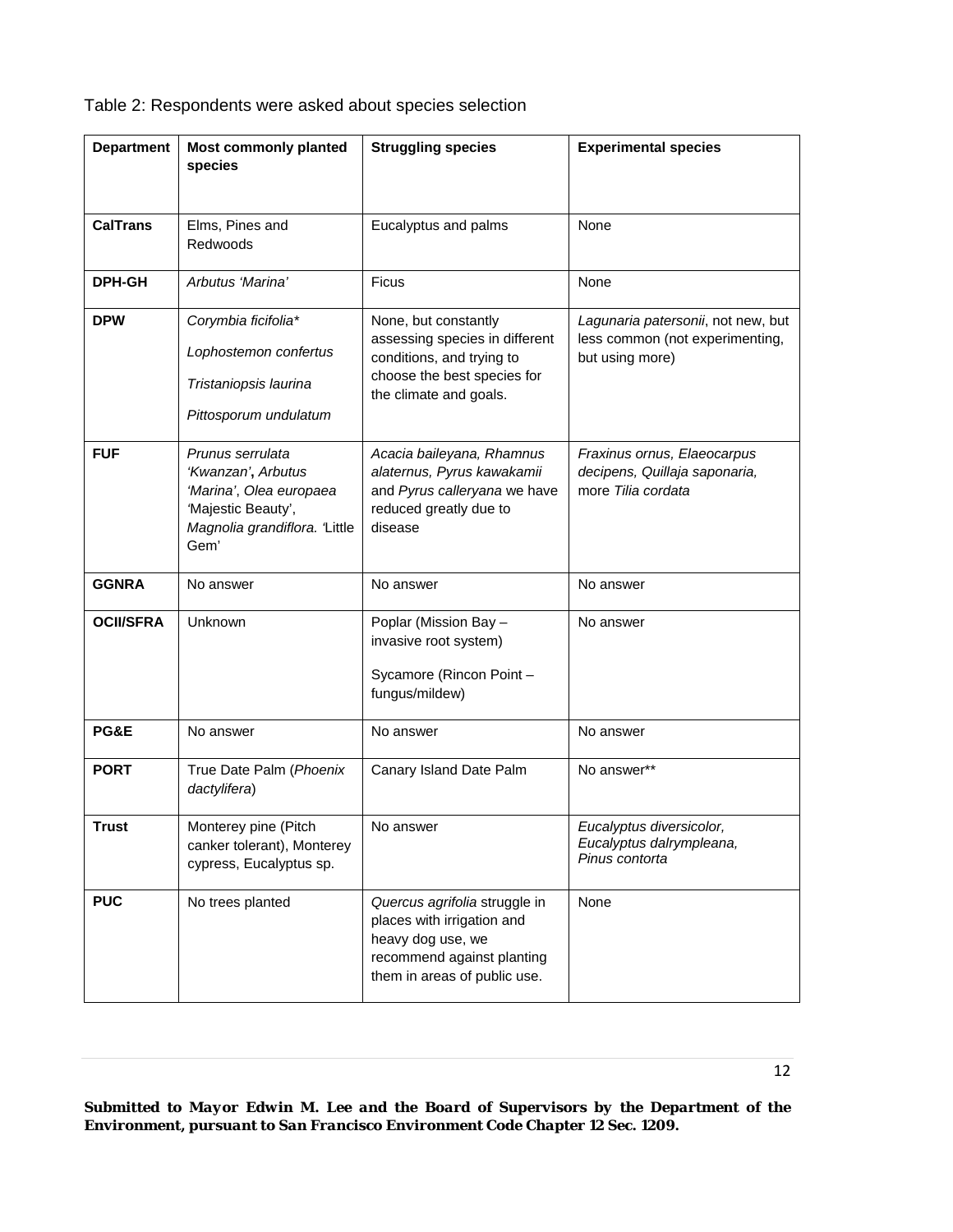Table 2: Respondents were asked about species selection

| Department | Most commonly planted species | Struggling species | Experimental species |
|---|---|---|---|
| **CalTrans** | Elms, Pines and Redwoods | Eucalyptus and palms | None |
| **DPH-GH** | *Arbutus 'Marina'* | Ficus | None |
| **DPW** | *Corymbia ficifolia** <br> *Lophostemon confertus* <br> *Tristaniopsis laurina* <br> *Pittosporum undulatum* | None, but constantly assessing species in different conditions, and trying to choose the best species for the climate and goals. | *Lagunaria patersonii*, not new, but less common (not experimenting, but using more) |
| **FUF** | *Prunus serrulata 'Kwanzan'*, *Arbutus 'Marina'*, *Olea europaea 'Majestic Beauty'*, *Magnolia grandiflora. 'Little Gem'* | *Acacia baileyana, Rhamnus alaternus, Pyrus kawakamii* and *Pyrus calleryana* we have reduced greatly due to disease | *Fraxinus ornus, Elaeocarpus decipens, Quillaja saponaria,* more *Tilia cordata* |
| **GGNRA** | No answer | No answer | No answer |
| **OCII/SFRA** | Unknown | Poplar (Mission Bay – invasive root system) <br> Sycamore (Rincon Point – fungus/mildew) | No answer |
| **PG&E** | No answer | No answer | No answer |
| **PORT** | True Date Palm (*Phoenix dactylifera*) | Canary Island Date Palm | No answer** |
| **Trust** | Monterey pine (Pitch canker tolerant), Monterey cypress, Eucalyptus sp. | No answer | *Eucalyptus diversicolor, Eucalyptus dalrympleana, Pinus contorta* |
| **PUC** | No trees planted | *Quercus agrifolia* struggle in places with irrigation and heavy dog use, we recommend against planting them in areas of public use. | None |

***Submitted to Mayor Edwin M. Lee and the Board of Supervisors by the Department of the Environment, pursuant to San Francisco Environment Code Chapter 12 Sec. 1209.***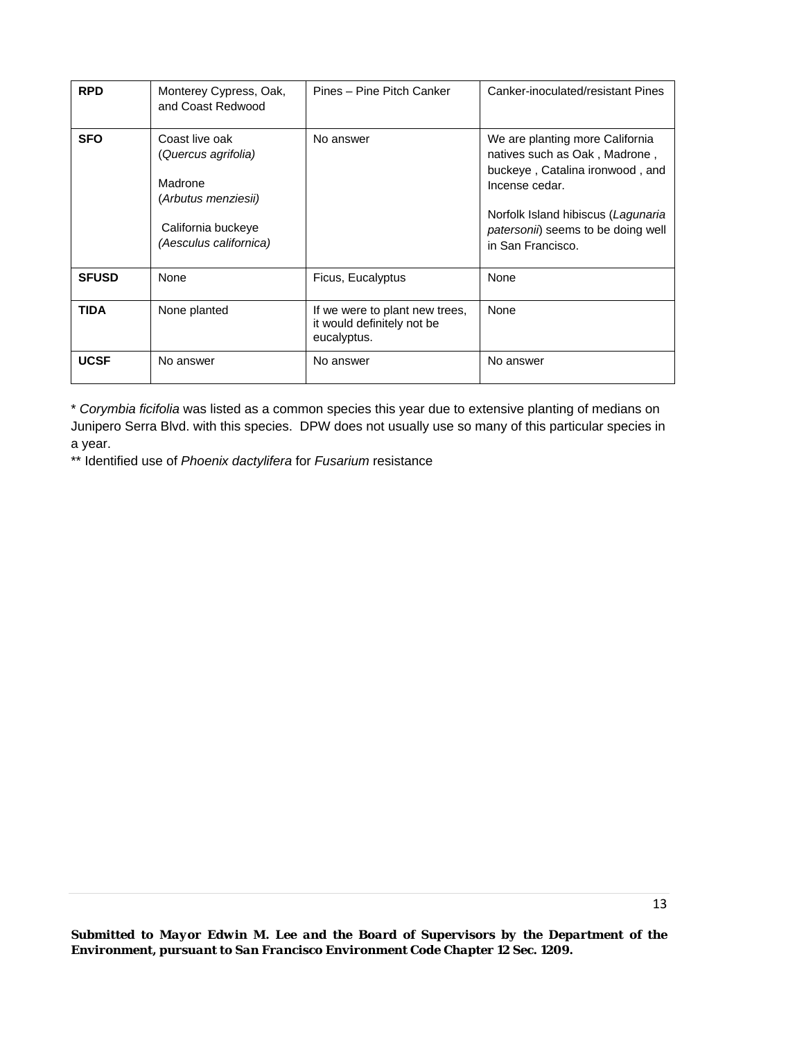| | | | |
|---|---|---|---|
| **RPD** | Monterey Cypress, Oak, and Coast Redwood | Pines – Pine Pitch Canker | Canker-inoculated/resistant Pines |
| **SFO** | Coast live oak (*Quercus agrifolia)*<br><br>Madrone (*Arbutus menziesii)*<br><br>California buckeye *(Aesculus californica)* | No answer | We are planting more California natives such as Oak , Madrone , buckeye , Catalina ironwood , and Incense cedar.<br><br>Norfolk Island hibiscus (*Lagunaria patersonii*) seems to be doing well in San Francisco. |
| **SFUSD** | None | Ficus, Eucalyptus | None |
| **TIDA** | None planted | If we were to plant new trees, it would definitely not be eucalyptus. | None |
| **UCSF** | No answer | No answer | No answer |

\* *Corymbia ficifolia* was listed as a common species this year due to extensive planting of medians on Junipero Serra Blvd. with this species. DPW does not usually use so many of this particular species in a year.

\** Identified use of *Phoenix dactylifera* for *Fusarium* resistance

***Submitted to Mayor Edwin M. Lee and the Board of Supervisors by the Department of the Environment, pursuant to San Francisco Environment Code Chapter 12 Sec. 1209.***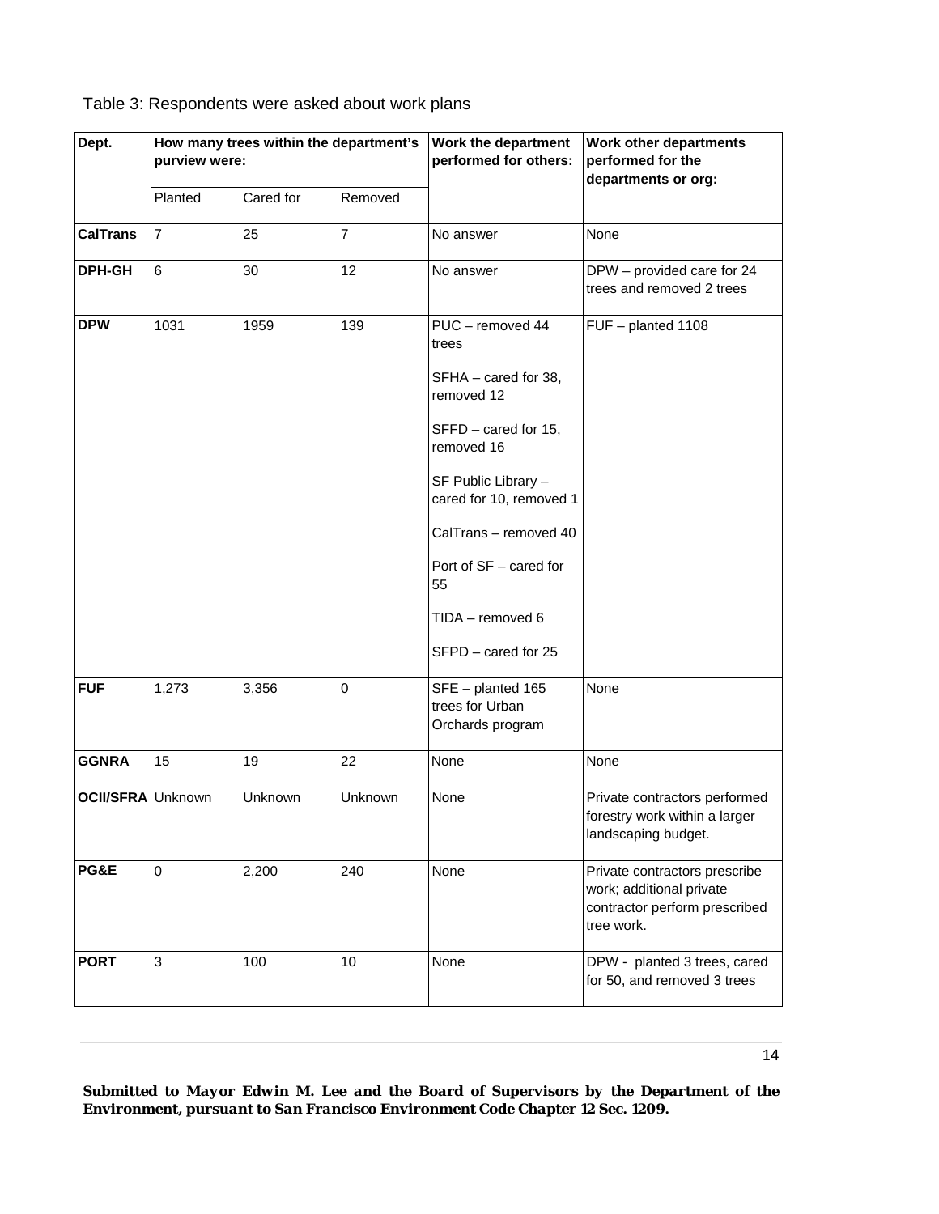Table 3: Respondents were asked about work plans

| Dept. | How many trees within the department's purview were: | | | Work the department performed for others: | Work other departments performed for the departments or org: |
|---|---|---|---|---|---|
| | Planted | Cared for | Removed | | |
| **CalTrans** | 7 | 25 | 7 | No answer | None |
| **DPH-GH** | 6 | 30 | 12 | No answer | DPW – provided care for 24 trees and removed 2 trees |
| **DPW** | 1031 | 1959 | 139 | PUC – removed 44 trees<br><br>SFHA – cared for 38, removed 12<br><br>SFFD – cared for 15, removed 16<br><br>SF Public Library – cared for 10, removed 1<br><br>CalTrans – removed 40<br><br>Port of SF – cared for 55<br><br>TIDA – removed 6<br><br>SFPD – cared for 25 | FUF – planted 1108 |
| **FUF** | 1,273 | 3,356 | 0 | SFE – planted 165 trees for Urban Orchards program | None |
| **GGNRA** | 15 | 19 | 22 | None | None |
| **OCII/SFRA** | Unknown | Unknown | Unknown | None | Private contractors performed forestry work within a larger landscaping budget. |
| **PG&E** | 0 | 2,200 | 240 | None | Private contractors prescribe work; additional private contractor perform prescribed tree work. |
| **PORT** | 3 | 100 | 10 | None | DPW - planted 3 trees, cared for 50, and removed 3 trees |

***Submitted to Mayor Edwin M. Lee and the Board of Supervisors by the Department of the Environment, pursuant to San Francisco Environment Code Chapter 12 Sec. 1209.***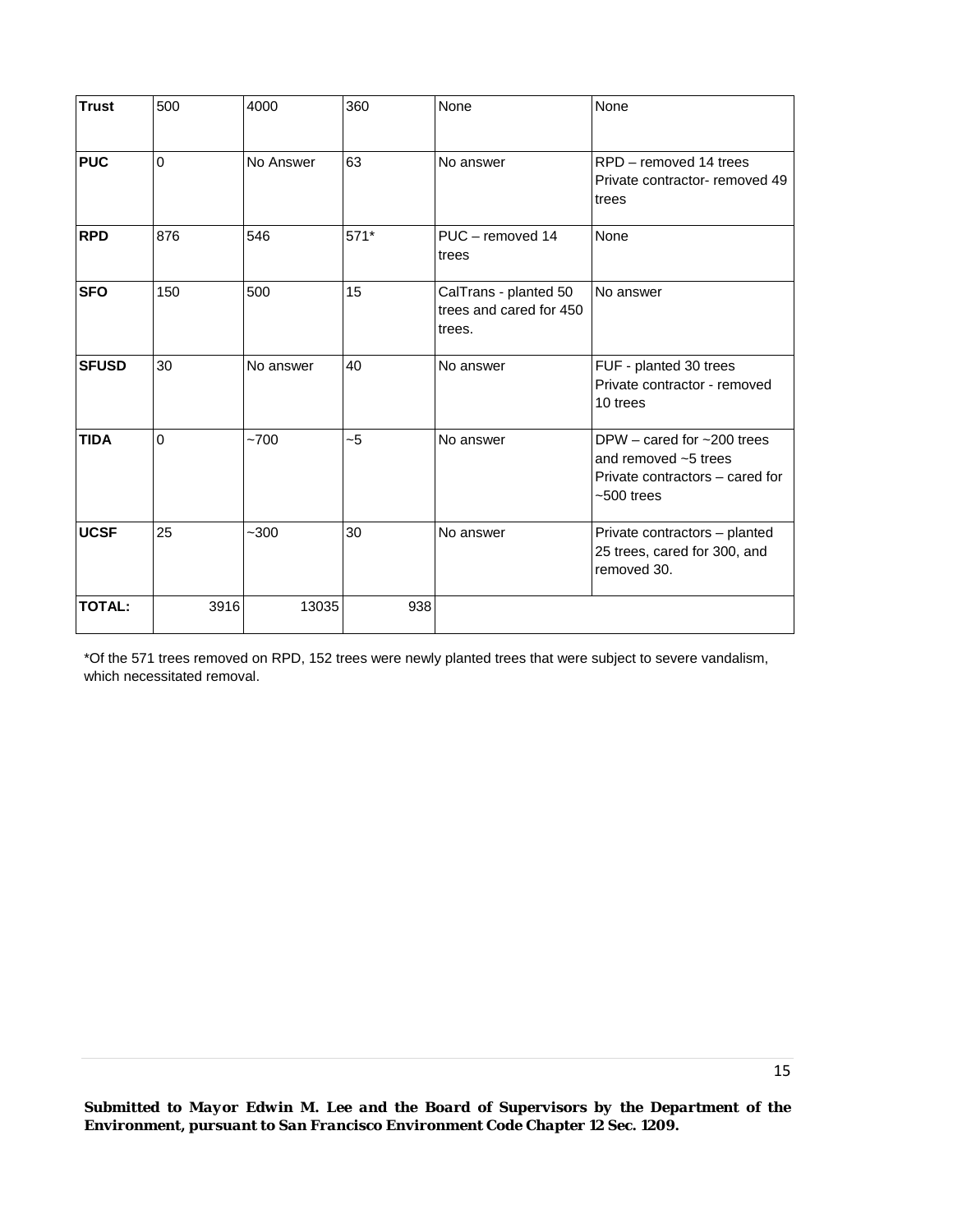| | | | | | |
|---|---|---|---|---|---|
| **Trust** | 500 | 4000 | 360 | None | None |
| **PUC** | 0 | No Answer | 63 | No answer | RPD – removed 14 trees Private contractor- removed 49 trees |
| **RPD** | 876 | 546 | 571* | PUC – removed 14 trees | None |
| **SFO** | 150 | 500 | 15 | CalTrans - planted 50 trees and cared for 450 trees. | No answer |
| **SFUSD** | 30 | No answer | 40 | No answer | FUF - planted 30 trees Private contractor - removed 10 trees |
| **TIDA** | 0 | ~700 | ~5 | No answer | DPW – cared for ~200 trees and removed ~5 trees Private contractors – cared for ~500 trees |
| **UCSF** | 25 | ~300 | 30 | No answer | Private contractors – planted 25 trees, cared for 300, and removed 30. |
| **TOTAL:** | 3916 | 13035 | 938 | | |

*Of the 571 trees removed on RPD, 152 trees were newly planted trees that were subject to severe vandalism, which necessitated removal.

***Submitted to Mayor Edwin M. Lee and the Board of Supervisors by the Department of the Environment, pursuant to San Francisco Environment Code Chapter 12 Sec. 1209.***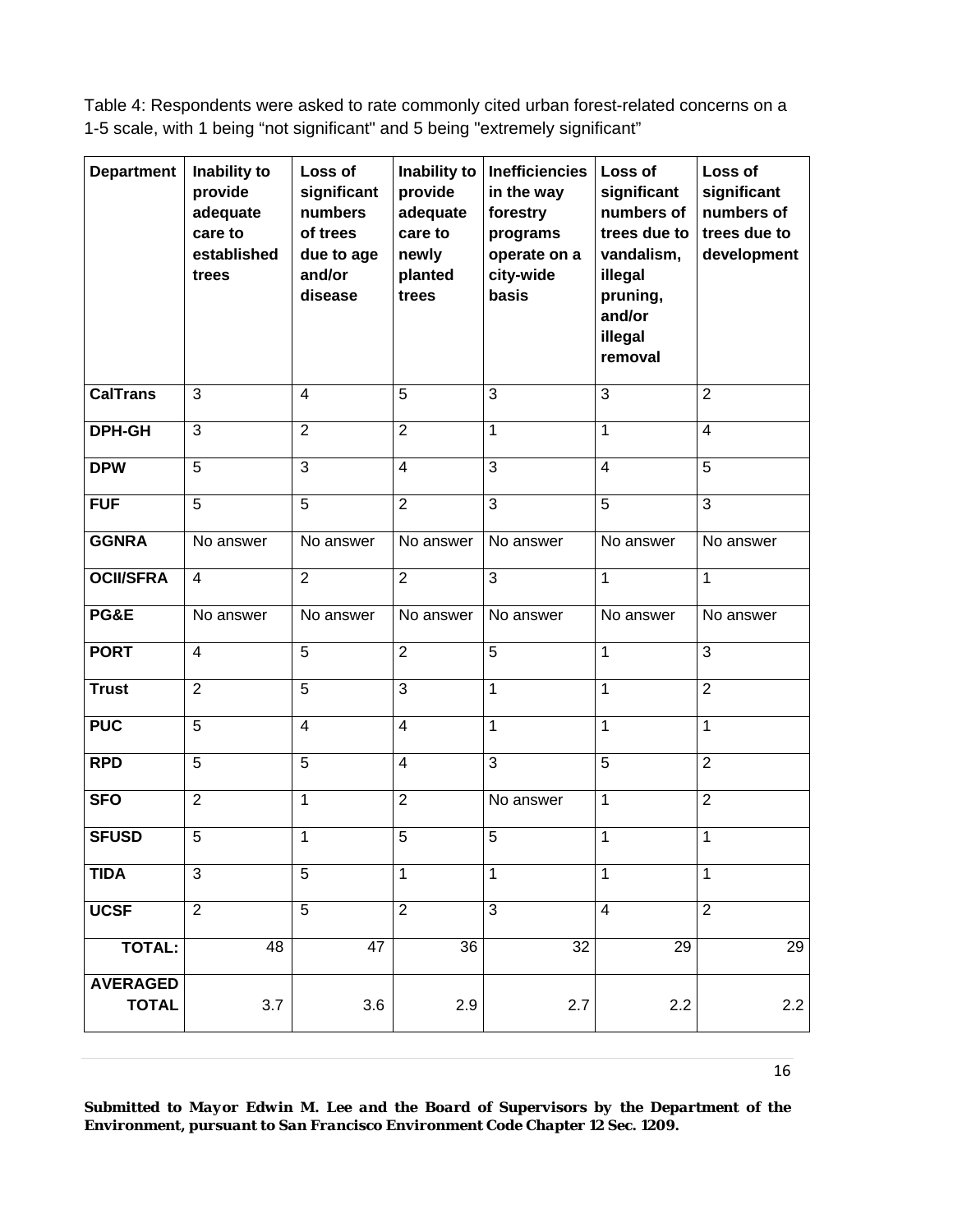Table 4: Respondents were asked to rate commonly cited urban forest-related concerns on a 1-5 scale, with 1 being "not significant" and 5 being "extremely significant"

| Department | Inability to provide adequate care to established trees | Loss of significant numbers of trees due to age and/or disease | Inability to provide adequate care to newly planted trees | Inefficiencies in the way forestry programs operate on a city-wide basis | Loss of significant numbers of trees due to vandalism, illegal pruning, and/or illegal removal | Loss of significant numbers of trees due to development |
|---|---|---|---|---|---|---|
| **CalTrans** | 3 | 4 | 5 | 3 | 3 | 2 |
| **DPH-GH** | 3 | 2 | 2 | 1 | 1 | 4 |
| **DPW** | 5 | 3 | 4 | 3 | 4 | 5 |
| **FUF** | 5 | 5 | 2 | 3 | 5 | 3 |
| **GGNRA** | No answer | No answer | No answer | No answer | No answer | No answer |
| **OCII/SFRA** | 4 | 2 | 2 | 3 | 1 | 1 |
| **PG&E** | No answer | No answer | No answer | No answer | No answer | No answer |
| **PORT** | 4 | 5 | 2 | 5 | 1 | 3 |
| **Trust** | 2 | 5 | 3 | 1 | 1 | 2 |
| **PUC** | 5 | 4 | 4 | 1 | 1 | 1 |
| **RPD** | 5 | 5 | 4 | 3 | 5 | 2 |
| **SFO** | 2 | 1 | 2 | No answer | 1 | 2 |
| **SFUSD** | 5 | 1 | 5 | 5 | 1 | 1 |
| **TIDA** | 3 | 5 | 1 | 1 | 1 | 1 |
| **UCSF** | 2 | 5 | 2 | 3 | 4 | 2 |
| **TOTAL:** | 48 | 47 | 36 | 32 | 29 | 29 |
| **AVERAGED TOTAL** | 3.7 | 3.6 | 2.9 | 2.7 | 2.2 | 2.2 |

***Submitted to Mayor Edwin M. Lee and the Board of Supervisors by the Department of the Environment, pursuant to San Francisco Environment Code Chapter 12 Sec. 1209.***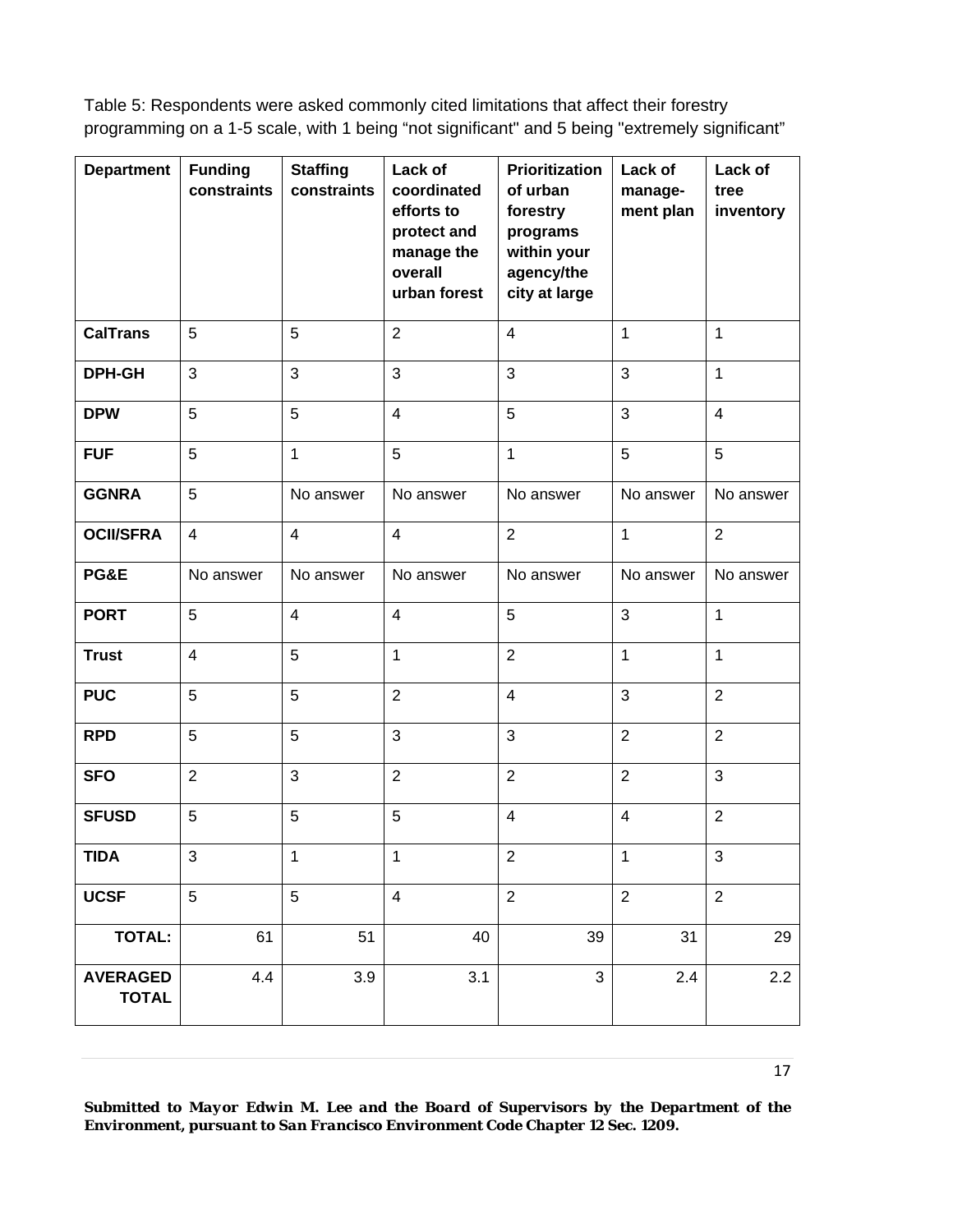Table 5: Respondents were asked commonly cited limitations that affect their forestry programming on a 1-5 scale, with 1 being "not significant" and 5 being "extremely significant"

| Department | Funding constraints | Staffing constraints | Lack of coordinated efforts to protect and manage the overall urban forest | Prioritization of urban forestry programs within your agency/the city at large | Lack of manage-ment plan | Lack of tree inventory |
|---|---|---|---|---|---|---|
| CalTrans | 5 | 5 | 2 | 4 | 1 | 1 |
| DPH-GH | 3 | 3 | 3 | 3 | 3 | 1 |
| DPW | 5 | 5 | 4 | 5 | 3 | 4 |
| FUF | 5 | 1 | 5 | 1 | 5 | 5 |
| GGNRA | 5 | No answer | No answer | No answer | No answer | No answer |
| OCII/SFRA | 4 | 4 | 4 | 2 | 1 | 2 |
| PG&E | No answer | No answer | No answer | No answer | No answer | No answer |
| PORT | 5 | 4 | 4 | 5 | 3 | 1 |
| Trust | 4 | 5 | 1 | 2 | 1 | 1 |
| PUC | 5 | 5 | 2 | 4 | 3 | 2 |
| RPD | 5 | 5 | 3 | 3 | 2 | 2 |
| SFO | 2 | 3 | 2 | 2 | 2 | 3 |
| SFUSD | 5 | 5 | 5 | 4 | 4 | 2 |
| TIDA | 3 | 1 | 1 | 2 | 1 | 3 |
| UCSF | 5 | 5 | 4 | 2 | 2 | 2 |
| TOTAL: | 61 | 51 | 40 | 39 | 31 | 29 |
| AVERAGED TOTAL | 4.4 | 3.9 | 3.1 | 3 | 2.4 | 2.2 |

***Submitted to Mayor Edwin M. Lee and the Board of Supervisors by the Department of the Environment, pursuant to San Francisco Environment Code Chapter 12 Sec. 1209.***